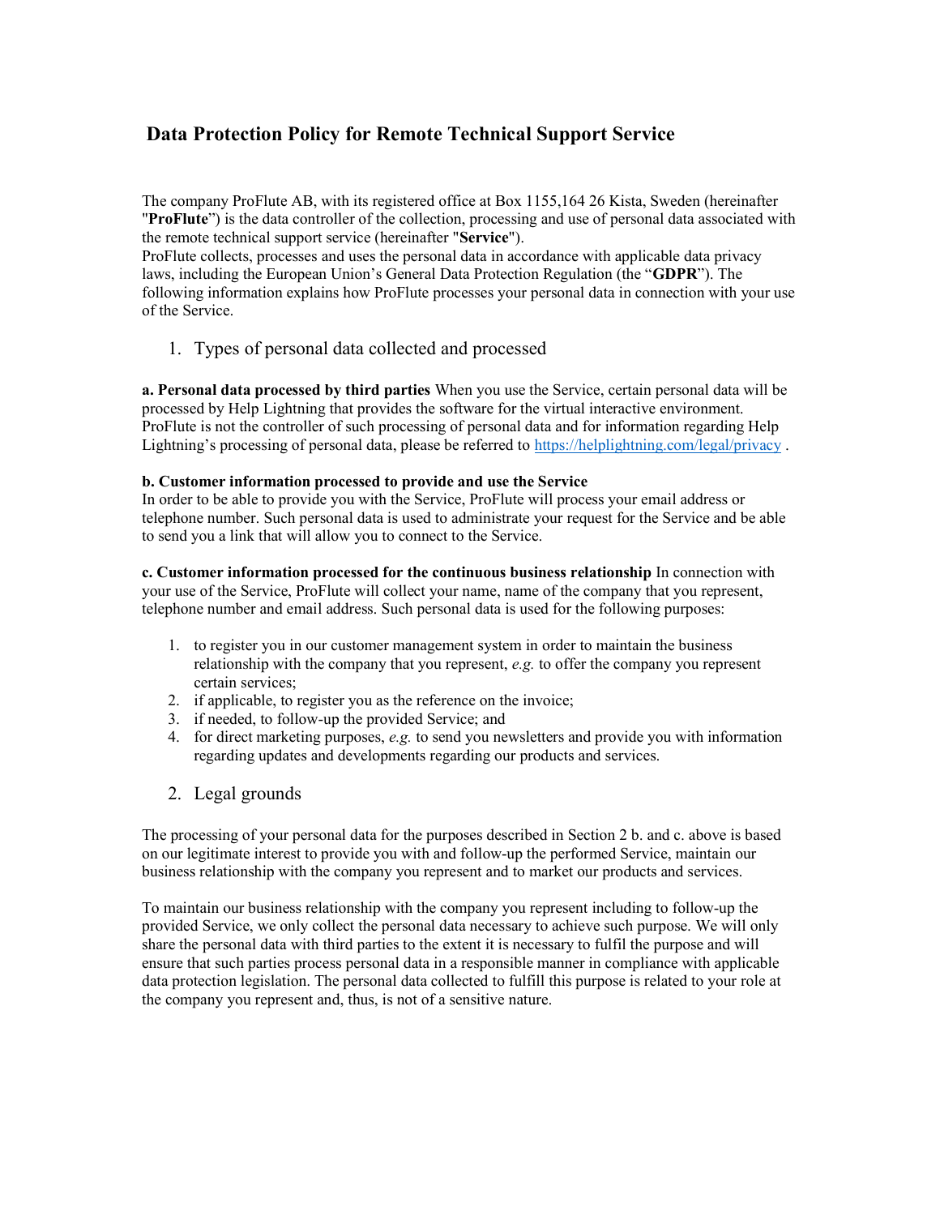# Data Protection Policy for Remote Technical Support Service

The company ProFlute AB, with its registered office at Box 1155,164 26 Kista, Sweden (hereinafter "**ProFlute**") is the data controller of the collection, processing and use of personal data associated with the remote technical support service (hereinafter "**Service**").
ProFlute collects, processes and uses the personal data in accordance with applicable data privacy laws, including the European Union's General Data Protection Regulation (the "**GDPR**"). The following information explains how ProFlute processes your personal data in connection with your use of the Service.

## 1. Types of personal data collected and processed

**a. Personal data processed by third parties** When you use the Service, certain personal data will be processed by Help Lightning that provides the software for the virtual interactive environment. ProFlute is not the controller of such processing of personal data and for information regarding Help Lightning's processing of personal data, please be referred to [https://helplightning.com/legal/privacy](https://helplightning.com/legal/privacy) .

**b. Customer information processed to provide and use the Service**
In order to be able to provide you with the Service, ProFlute will process your email address or telephone number. Such personal data is used to administrate your request for the Service and be able to send you a link that will allow you to connect to the Service.

**c. Customer information processed for the continuous business relationship** In connection with your use of the Service, ProFlute will collect your name, name of the company that you represent, telephone number and email address. Such personal data is used for the following purposes:

1. to register you in our customer management system in order to maintain the business relationship with the company that you represent, *e.g.* to offer the company you represent certain services;
2. if applicable, to register you as the reference on the invoice;
3. if needed, to follow-up the provided Service; and
4. for direct marketing purposes, *e.g.* to send you newsletters and provide you with information regarding updates and developments regarding our products and services.

## 2. Legal grounds

The processing of your personal data for the purposes described in Section 2 b. and c. above is based on our legitimate interest to provide you with and follow-up the performed Service, maintain our business relationship with the company you represent and to market our products and services.

To maintain our business relationship with the company you represent including to follow-up the provided Service, we only collect the personal data necessary to achieve such purpose. We will only share the personal data with third parties to the extent it is necessary to fulfil the purpose and will ensure that such parties process personal data in a responsible manner in compliance with applicable data protection legislation. The personal data collected to fulfill this purpose is related to your role at the company you represent and, thus, is not of a sensitive nature.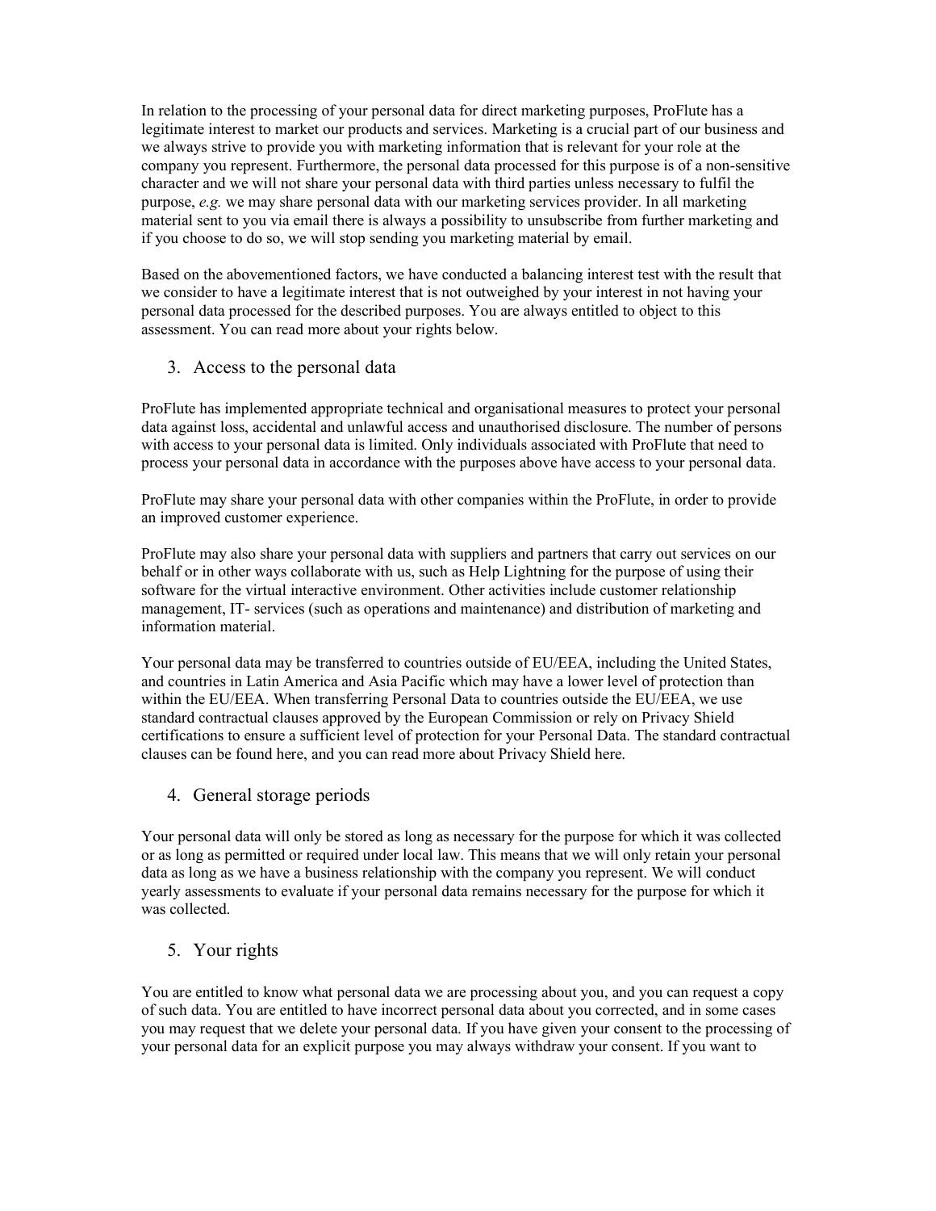In relation to the processing of your personal data for direct marketing purposes, ProFlute has a legitimate interest to market our products and services. Marketing is a crucial part of our business and we always strive to provide you with marketing information that is relevant for your role at the company you represent. Furthermore, the personal data processed for this purpose is of a non-sensitive character and we will not share your personal data with third parties unless necessary to fulfil the purpose, *e.g.* we may share personal data with our marketing services provider. In all marketing material sent to you via email there is always a possibility to unsubscribe from further marketing and if you choose to do so, we will stop sending you marketing material by email.

Based on the abovementioned factors, we have conducted a balancing interest test with the result that we consider to have a legitimate interest that is not outweighed by your interest in not having your personal data processed for the described purposes. You are always entitled to object to this assessment. You can read more about your rights below.

## 3. Access to the personal data

ProFlute has implemented appropriate technical and organisational measures to protect your personal data against loss, accidental and unlawful access and unauthorised disclosure. The number of persons with access to your personal data is limited. Only individuals associated with ProFlute that need to process your personal data in accordance with the purposes above have access to your personal data.

ProFlute may share your personal data with other companies within the ProFlute, in order to provide an improved customer experience.

ProFlute may also share your personal data with suppliers and partners that carry out services on our behalf or in other ways collaborate with us, such as Help Lightning for the purpose of using their software for the virtual interactive environment. Other activities include customer relationship management, IT- services (such as operations and maintenance) and distribution of marketing and information material.

Your personal data may be transferred to countries outside of EU/EEA, including the United States, and countries in Latin America and Asia Pacific which may have a lower level of protection than within the EU/EEA. When transferring Personal Data to countries outside the EU/EEA, we use standard contractual clauses approved by the European Commission or rely on Privacy Shield certifications to ensure a sufficient level of protection for your Personal Data. The standard contractual clauses can be found here, and you can read more about Privacy Shield here.

## 4. General storage periods

Your personal data will only be stored as long as necessary for the purpose for which it was collected or as long as permitted or required under local law. This means that we will only retain your personal data as long as we have a business relationship with the company you represent. We will conduct yearly assessments to evaluate if your personal data remains necessary for the purpose for which it was collected.

## 5. Your rights

You are entitled to know what personal data we are processing about you, and you can request a copy of such data. You are entitled to have incorrect personal data about you corrected, and in some cases you may request that we delete your personal data. If you have given your consent to the processing of your personal data for an explicit purpose you may always withdraw your consent. If you want to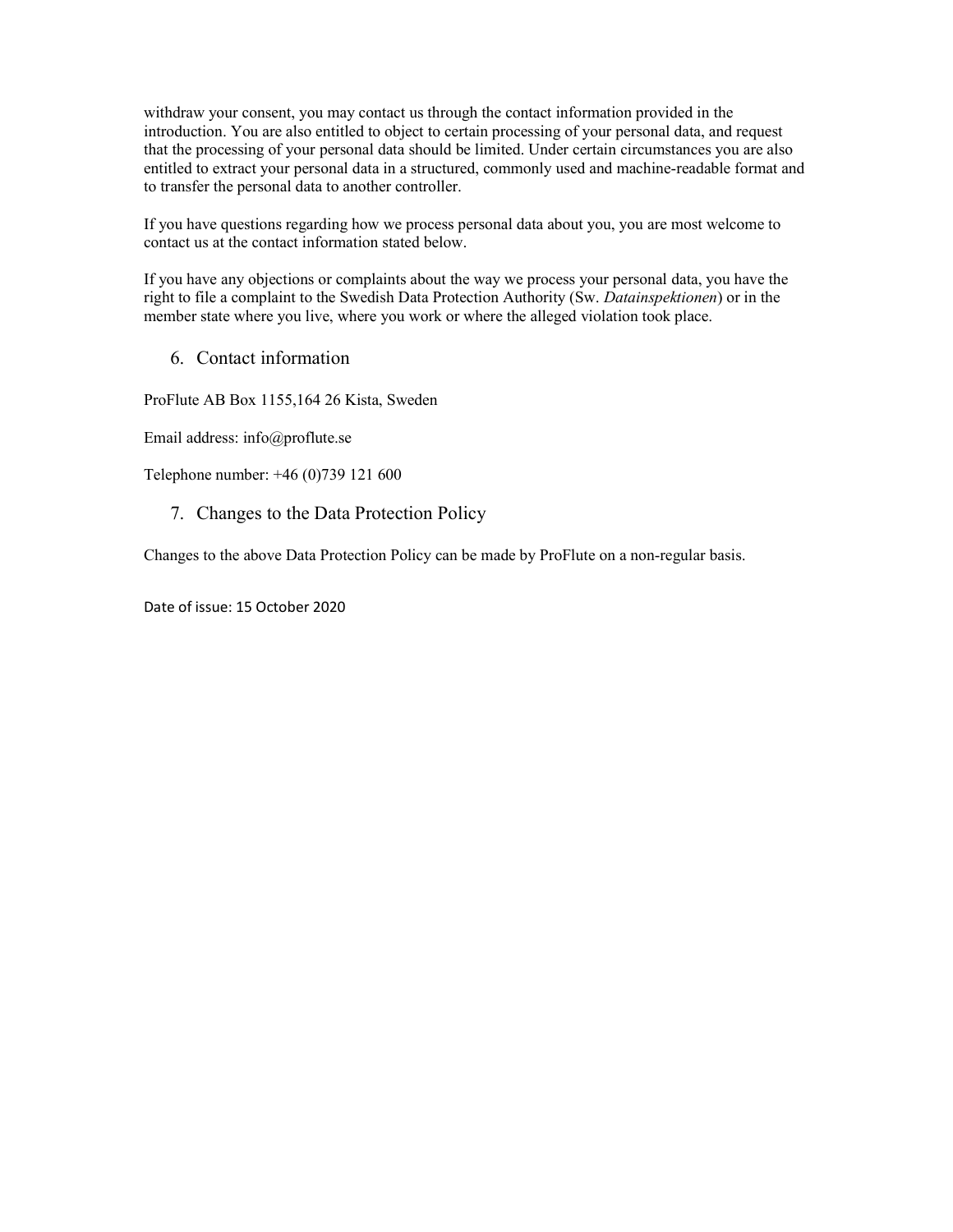withdraw your consent, you may contact us through the contact information provided in the introduction. You are also entitled to object to certain processing of your personal data, and request that the processing of your personal data should be limited. Under certain circumstances you are also entitled to extract your personal data in a structured, commonly used and machine-readable format and to transfer the personal data to another controller.

If you have questions regarding how we process personal data about you, you are most welcome to contact us at the contact information stated below.

If you have any objections or complaints about the way we process your personal data, you have the right to file a complaint to the Swedish Data Protection Authority (Sw. *Datainspektionen*) or in the member state where you live, where you work or where the alleged violation took place.

## 6. Contact information

ProFlute AB Box 1155,164 26 Kista, Sweden

Email address: info@proflute.se

Telephone number: +46 (0)739 121 600

## 7. Changes to the Data Protection Policy

Changes to the above Data Protection Policy can be made by ProFlute on a non-regular basis.

Date of issue: 15 October 2020